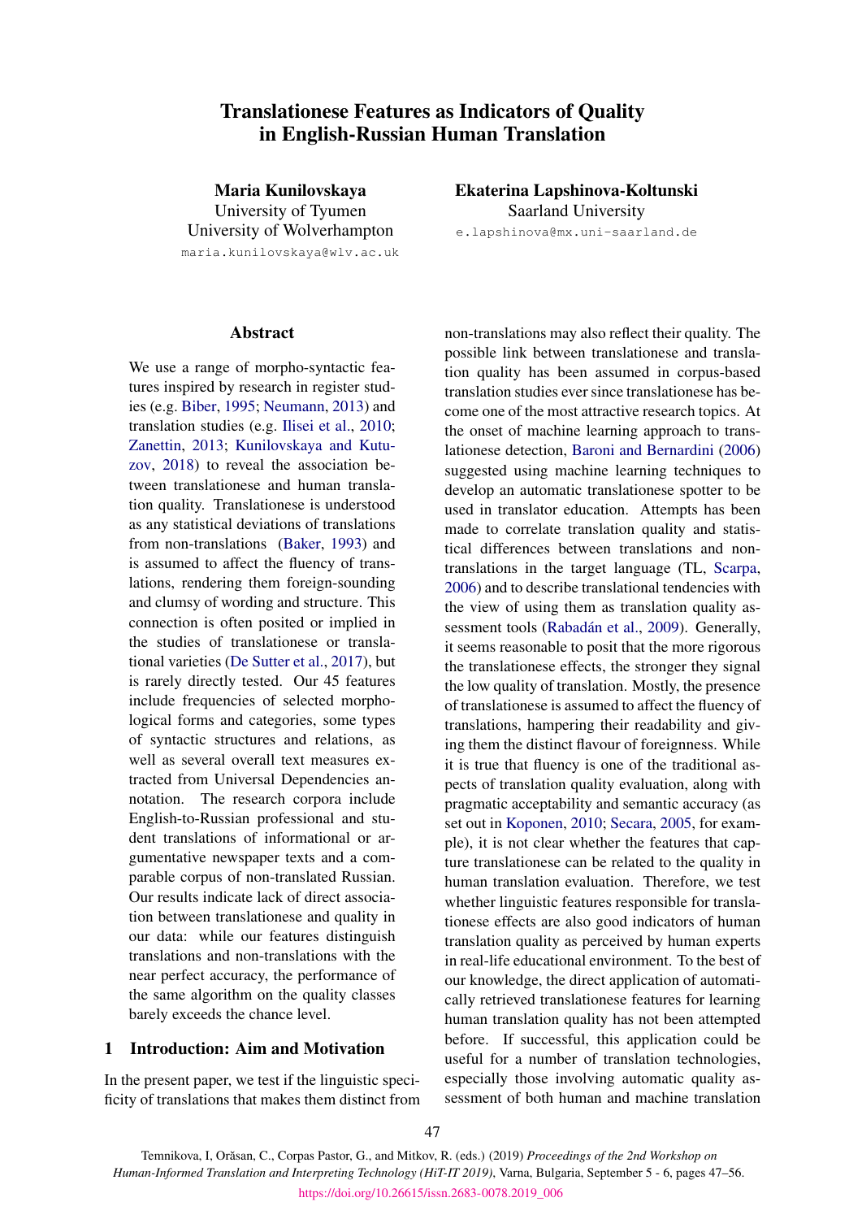# Translationese Features as Indicators of Quality in English-Russian Human Translation

**Maria Kunilovskaya**
University of Tyumen
University of Wolverhampton
maria.kunilovskaya@wlv.ac.uk

**Ekaterina Lapshinova-Koltunski**
Saarland University
e.lapshinova@mx.uni-saarland.de

## Abstract

We use a range of morpho-syntactic features inspired by research in register studies (e.g. Biber, 1995; Neumann, 2013) and translation studies (e.g. Ilisei et al., 2010; Zanettin, 2013; Kunilovskaya and Kutuzov, 2018) to reveal the association between translationese and human translation quality. Translationese is understood as any statistical deviations of translations from non-translations (Baker, 1993) and is assumed to affect the fluency of translations, rendering them foreign-sounding and clumsy of wording and structure. This connection is often posited or implied in the studies of translationese or translational varieties (De Sutter et al., 2017), but is rarely directly tested. Our 45 features include frequencies of selected morphological forms and categories, some types of syntactic structures and relations, as well as several overall text measures extracted from Universal Dependencies annotation. The research corpora include English-to-Russian professional and student translations of informational or argumentative newspaper texts and a comparable corpus of non-translated Russian. Our results indicate lack of direct association between translationese and quality in our data: while our features distinguish translations and non-translations with the near perfect accuracy, the performance of the same algorithm on the quality classes barely exceeds the chance level.

## 1 Introduction: Aim and Motivation

In the present paper, we test if the linguistic specificity of translations that makes them distinct from non-translations may also reflect their quality. The possible link between translationese and translation quality has been assumed in corpus-based translation studies ever since translationese has become one of the most attractive research topics. At the onset of machine learning approach to translationese detection, Baroni and Bernardini (2006) suggested using machine learning techniques to develop an automatic translationese spotter to be used in translator education. Attempts has been made to correlate translation quality and statistical differences between translations and non-translations in the target language (TL, Scarpa, 2006) and to describe translational tendencies with the view of using them as translation quality assessment tools (Rabadán et al., 2009). Generally, it seems reasonable to posit that the more rigorous the translationese effects, the stronger they signal the low quality of translation. Mostly, the presence of translationese is assumed to affect the fluency of translations, hampering their readability and giving them the distinct flavour of foreignness. While it is true that fluency is one of the traditional aspects of translation quality evaluation, along with pragmatic acceptability and semantic accuracy (as set out in Koponen, 2010; Secara, 2005, for example), it is not clear whether the features that capture translationese can be related to the quality in human translation evaluation. Therefore, we test whether linguistic features responsible for translationese effects are also good indicators of human translation quality as perceived by human experts in real-life educational environment. To the best of our knowledge, the direct application of automatically retrieved translationese features for learning human translation quality has not been attempted before. If successful, this application could be useful for a number of translation technologies, especially those involving automatic quality assessment of both human and machine translation

Temnikova, I, Orăsan, C., Corpas Pastor, G., and Mitkov, R. (eds.) (2019) *Proceedings of the 2nd Workshop on Human-Informed Translation and Interpreting Technology (HiT-IT 2019)*, Varna, Bulgaria, September 5 - 6, pages 47–56.
https://doi.org/10.26615/issn.2683-0078.2019_006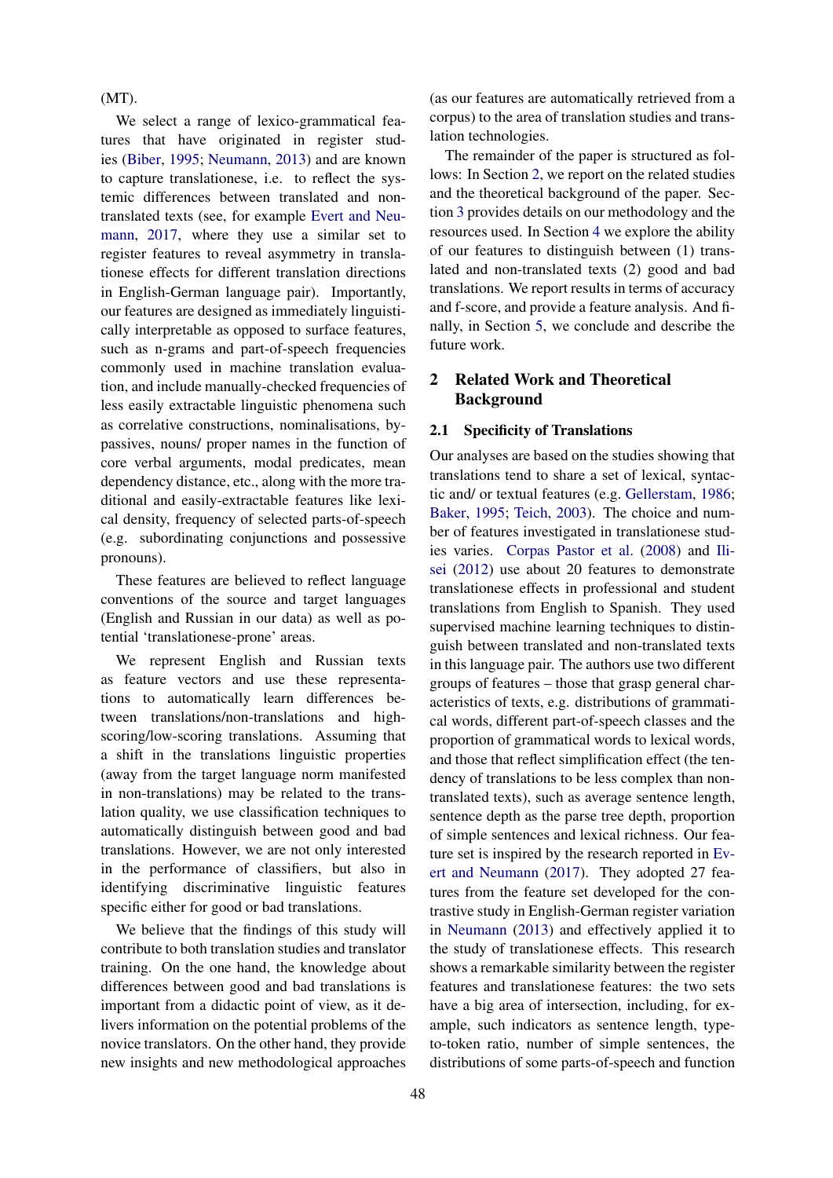(MT).

We select a range of lexico-grammatical features that have originated in register studies (Biber, 1995; Neumann, 2013) and are known to capture translationese, i.e. to reflect the systemic differences between translated and non-translated texts (see, for example Evert and Neumann, 2017, where they use a similar set to register features to reveal asymmetry in translationese effects for different translation directions in English-German language pair). Importantly, our features are designed as immediately linguistically interpretable as opposed to surface features, such as n-grams and part-of-speech frequencies commonly used in machine translation evaluation, and include manually-checked frequencies of less easily extractable linguistic phenomena such as correlative constructions, nominalisations, by-passives, nouns/ proper names in the function of core verbal arguments, modal predicates, mean dependency distance, etc., along with the more traditional and easily-extractable features like lexical density, frequency of selected parts-of-speech (e.g. subordinating conjunctions and possessive pronouns).

These features are believed to reflect language conventions of the source and target languages (English and Russian in our data) as well as potential 'translationese-prone' areas.

We represent English and Russian texts as feature vectors and use these representations to automatically learn differences between translations/non-translations and high-scoring/low-scoring translations. Assuming that a shift in the translations linguistic properties (away from the target language norm manifested in non-translations) may be related to the translation quality, we use classification techniques to automatically distinguish between good and bad translations. However, we are not only interested in the performance of classifiers, but also in identifying discriminative linguistic features specific either for good or bad translations.

We believe that the findings of this study will contribute to both translation studies and translator training. On the one hand, the knowledge about differences between good and bad translations is important from a didactic point of view, as it delivers information on the potential problems of the novice translators. On the other hand, they provide new insights and new methodological approaches (as our features are automatically retrieved from a corpus) to the area of translation studies and translation technologies.

The remainder of the paper is structured as follows: In Section 2, we report on the related studies and the theoretical background of the paper. Section 3 provides details on our methodology and the resources used. In Section 4 we explore the ability of our features to distinguish between (1) translated and non-translated texts (2) good and bad translations. We report results in terms of accuracy and f-score, and provide a feature analysis. And finally, in Section 5, we conclude and describe the future work.

## 2 Related Work and Theoretical Background

### 2.1 Specificity of Translations

Our analyses are based on the studies showing that translations tend to share a set of lexical, syntactic and/ or textual features (e.g. Gellerstam, 1986; Baker, 1995; Teich, 2003). The choice and number of features investigated in translationese studies varies. Corpas Pastor et al. (2008) and Ilisei (2012) use about 20 features to demonstrate translationese effects in professional and student translations from English to Spanish. They used supervised machine learning techniques to distinguish between translated and non-translated texts in this language pair. The authors use two different groups of features – those that grasp general characteristics of texts, e.g. distributions of grammatical words, different part-of-speech classes and the proportion of grammatical words to lexical words, and those that reflect simplification effect (the tendency of translations to be less complex than non-translated texts), such as average sentence length, sentence depth as the parse tree depth, proportion of simple sentences and lexical richness. Our feature set is inspired by the research reported in Evert and Neumann (2017). They adopted 27 features from the feature set developed for the contrastive study in English-German register variation in Neumann (2013) and effectively applied it to the study of translationese effects. This research shows a remarkable similarity between the register features and translationese features: the two sets have a big area of intersection, including, for example, such indicators as sentence length, type-to-token ratio, number of simple sentences, the distributions of some parts-of-speech and function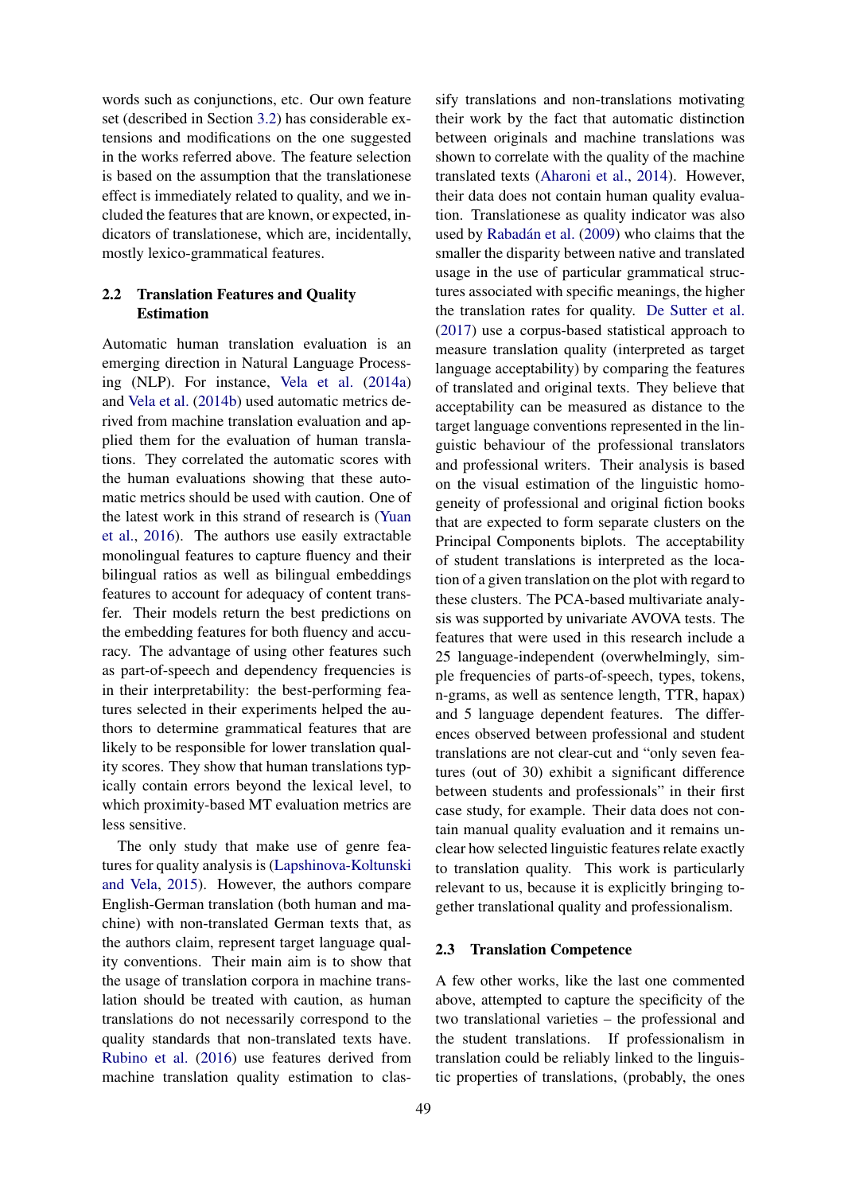words such as conjunctions, etc. Our own feature set (described in Section 3.2) has considerable extensions and modifications on the one suggested in the works referred above. The feature selection is based on the assumption that the translationese effect is immediately related to quality, and we included the features that are known, or expected, indicators of translationese, which are, incidentally, mostly lexico-grammatical features.

### 2.2 Translation Features and Quality Estimation

Automatic human translation evaluation is an emerging direction in Natural Language Processing (NLP). For instance, Vela et al. (2014a) and Vela et al. (2014b) used automatic metrics derived from machine translation evaluation and applied them for the evaluation of human translations. They correlated the automatic scores with the human evaluations showing that these automatic metrics should be used with caution. One of the latest work in this strand of research is (Yuan et al., 2016). The authors use easily extractable monolingual features to capture fluency and their bilingual ratios as well as bilingual embeddings features to account for adequacy of content transfer. Their models return the best predictions on the embedding features for both fluency and accuracy. The advantage of using other features such as part-of-speech and dependency frequencies is in their interpretability: the best-performing features selected in their experiments helped the authors to determine grammatical features that are likely to be responsible for lower translation quality scores. They show that human translations typically contain errors beyond the lexical level, to which proximity-based MT evaluation metrics are less sensitive.

The only study that make use of genre features for quality analysis is (Lapshinova-Koltunski and Vela, 2015). However, the authors compare English-German translation (both human and machine) with non-translated German texts that, as the authors claim, represent target language quality conventions. Their main aim is to show that the usage of translation corpora in machine translation should be treated with caution, as human translations do not necessarily correspond to the quality standards that non-translated texts have. Rubino et al. (2016) use features derived from machine translation quality estimation to classify translations and non-translations motivating their work by the fact that automatic distinction between originals and machine translations was shown to correlate with the quality of the machine translated texts (Aharoni et al., 2014). However, their data does not contain human quality evaluation. Translationese as quality indicator was also used by Rabadán et al. (2009) who claims that the smaller the disparity between native and translated usage in the use of particular grammatical structures associated with specific meanings, the higher the translation rates for quality. De Sutter et al. (2017) use a corpus-based statistical approach to measure translation quality (interpreted as target language acceptability) by comparing the features of translated and original texts. They believe that acceptability can be measured as distance to the target language conventions represented in the linguistic behaviour of the professional translators and professional writers. Their analysis is based on the visual estimation of the linguistic homogeneity of professional and original fiction books that are expected to form separate clusters on the Principal Components biplots. The acceptability of student translations is interpreted as the location of a given translation on the plot with regard to these clusters. The PCA-based multivariate analysis was supported by univariate AVOVA tests. The features that were used in this research include a 25 language-independent (overwhelmingly, simple frequencies of parts-of-speech, types, tokens, n-grams, as well as sentence length, TTR, hapax) and 5 language dependent features. The differences observed between professional and student translations are not clear-cut and "only seven features (out of 30) exhibit a significant difference between students and professionals" in their first case study, for example. Their data does not contain manual quality evaluation and it remains unclear how selected linguistic features relate exactly to translation quality. This work is particularly relevant to us, because it is explicitly bringing together translational quality and professionalism.

### 2.3 Translation Competence

A few other works, like the last one commented above, attempted to capture the specificity of the two translational varieties – the professional and the student translations. If professionalism in translation could be reliably linked to the linguistic properties of translations, (probably, the ones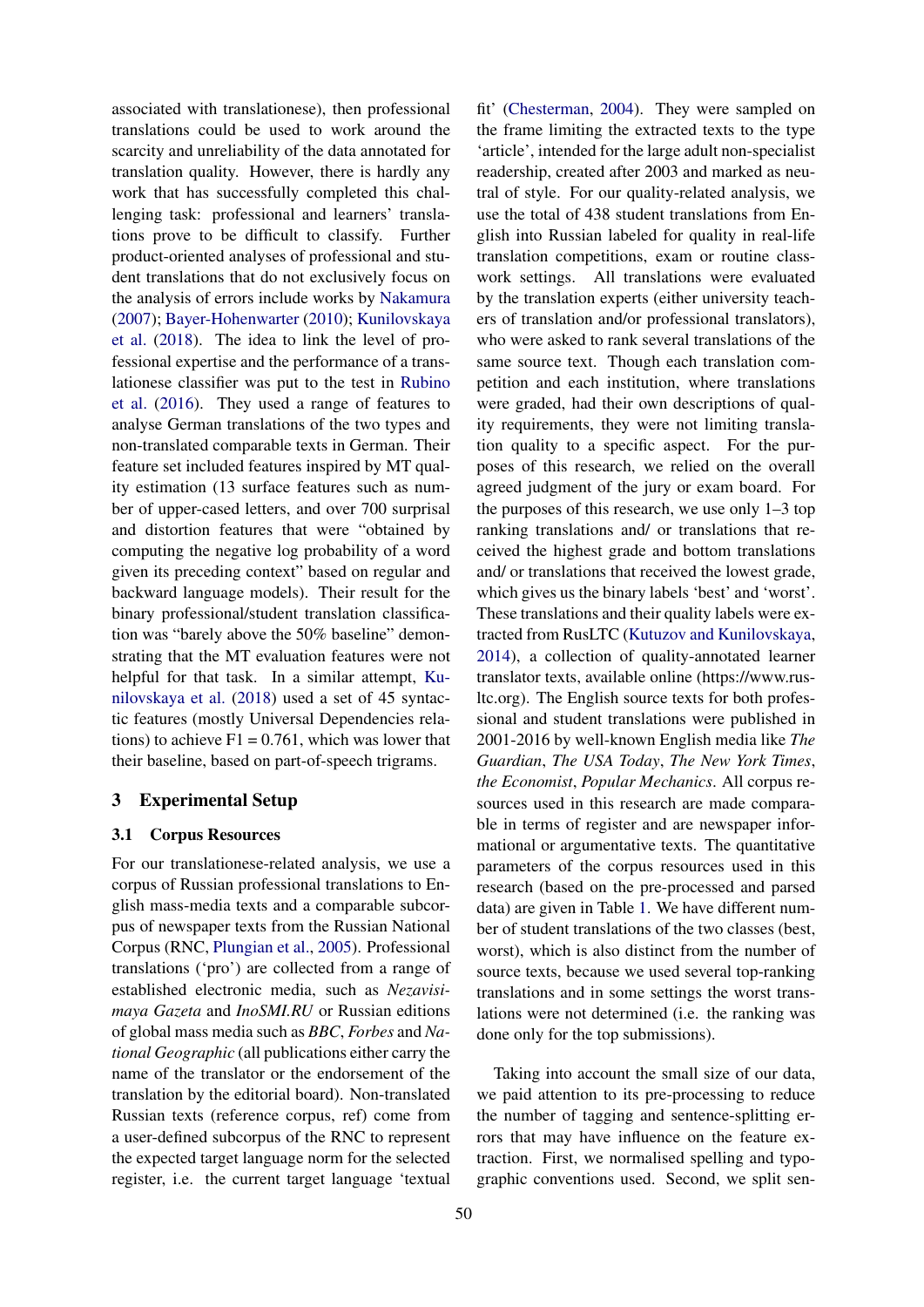associated with translationese), then professional translations could be used to work around the scarcity and unreliability of the data annotated for translation quality. However, there is hardly any work that has successfully completed this challenging task: professional and learners' translations prove to be difficult to classify. Further product-oriented analyses of professional and student translations that do not exclusively focus on the analysis of errors include works by Nakamura (2007); Bayer-Hohenwarter (2010); Kunilovskaya et al. (2018). The idea to link the level of professional expertise and the performance of a translationese classifier was put to the test in Rubino et al. (2016). They used a range of features to analyse German translations of the two types and non-translated comparable texts in German. Their feature set included features inspired by MT quality estimation (13 surface features such as number of upper-cased letters, and over 700 surprisal and distortion features that were "obtained by computing the negative log probability of a word given its preceding context" based on regular and backward language models). Their result for the binary professional/student translation classification was "barely above the 50% baseline" demonstrating that the MT evaluation features were not helpful for that task. In a similar attempt, Kunilovskaya et al. (2018) used a set of 45 syntactic features (mostly Universal Dependencies relations) to achieve F1 = 0.761, which was lower that their baseline, based on part-of-speech trigrams.

## 3 Experimental Setup

### 3.1 Corpus Resources

For our translationese-related analysis, we use a corpus of Russian professional translations to English mass-media texts and a comparable subcorpus of newspaper texts from the Russian National Corpus (RNC, Plungian et al., 2005). Professional translations ('pro') are collected from a range of established electronic media, such as *Nezavisimaya Gazeta* and *InoSMI.RU* or Russian editions of global mass media such as *BBC*, *Forbes* and *National Geographic* (all publications either carry the name of the translator or the endorsement of the translation by the editorial board). Non-translated Russian texts (reference corpus, ref) come from a user-defined subcorpus of the RNC to represent the expected target language norm for the selected register, i.e. the current target language 'textual fit' (Chesterman, 2004). They were sampled on the frame limiting the extracted texts to the type 'article', intended for the large adult non-specialist readership, created after 2003 and marked as neutral of style. For our quality-related analysis, we use the total of 438 student translations from English into Russian labeled for quality in real-life translation competitions, exam or routine classwork settings. All translations were evaluated by the translation experts (either university teachers of translation and/or professional translators), who were asked to rank several translations of the same source text. Though each translation competition and each institution, where translations were graded, had their own descriptions of quality requirements, they were not limiting translation quality to a specific aspect. For the purposes of this research, we relied on the overall agreed judgment of the jury or exam board. For the purposes of this research, we use only 1–3 top ranking translations and/ or translations that received the highest grade and bottom translations and/ or translations that received the lowest grade, which gives us the binary labels 'best' and 'worst'. These translations and their quality labels were extracted from RusLTC (Kutuzov and Kunilovskaya, 2014), a collection of quality-annotated learner translator texts, available online (https://www.rus-ltc.org). The English source texts for both professional and student translations were published in 2001-2016 by well-known English media like *The Guardian*, *The USA Today*, *The New York Times*, *the Economist*, *Popular Mechanics*. All corpus resources used in this research are made comparable in terms of register and are newspaper informational or argumentative texts. The quantitative parameters of the corpus resources used in this research (based on the pre-processed and parsed data) are given in Table 1. We have different number of student translations of the two classes (best, worst), which is also distinct from the number of source texts, because we used several top-ranking translations and in some settings the worst translations were not determined (i.e. the ranking was done only for the top submissions).

Taking into account the small size of our data, we paid attention to its pre-processing to reduce the number of tagging and sentence-splitting errors that may have influence on the feature extraction. First, we normalised spelling and typographic conventions used. Second, we split sen-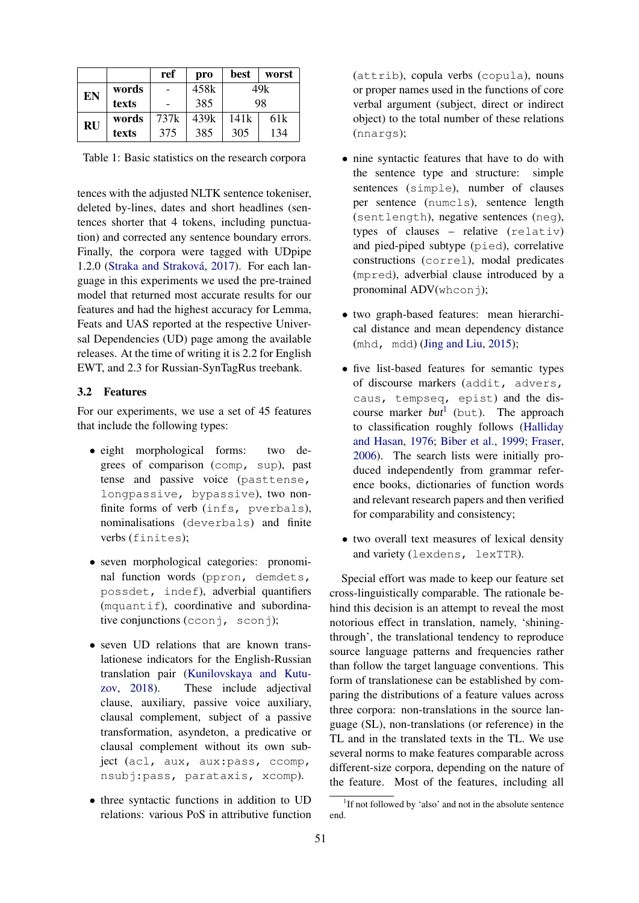| | | ref | pro | best | worst |
|---|---|---|---|---|---|
| **EN** | **words** | - | 458k | 49k | |
| | **texts** | - | 385 | 98 | |
| **RU** | **words** | 737k | 439k | 141k | 61k |
| | **texts** | 375 | 385 | 305 | 134 |

Table 1: Basic statistics on the research corpora

tences with the adjusted NLTK sentence tokeniser, deleted by-lines, dates and short headlines (sentences shorter that 4 tokens, including punctuation) and corrected any sentence boundary errors. Finally, the corpora were tagged with UDpipe 1.2.0 (Straka and Straková, 2017). For each language in this experiments we used the pre-trained model that returned most accurate results for our features and had the highest accuracy for Lemma, Feats and UAS reported at the respective Universal Dependencies (UD) page among the available releases. At the time of writing it is 2.2 for English EWT, and 2.3 for Russian-SynTagRus treebank.

### 3.2 Features

For our experiments, we use a set of 45 features that include the following types:

- eight morphological forms: two degrees of comparison (`comp, sup`), past tense and passive voice (`pasttense, longpassive, bypassive`), two nonfinite forms of verb (`infs, pverbals`), nominalisations (`deverbals`) and finite verbs (`finites`);
- seven morphological categories: pronominal function words (`ppron, demdets, possdet, indef`), adverbial quantifiers (`mquantif`), coordinative and subordinative conjunctions (`cconj, sconj`);
- seven UD relations that are known translationese indicators for the English-Russian translation pair (Kunilovskaya and Kutuzov, 2018). These include adjectival clause, auxiliary, passive voice auxiliary, clausal complement, subject of a passive transformation, asyndeton, a predicative or clausal complement without its own subject (`acl, aux, aux:pass, ccomp, nsubj:pass, parataxis, xcomp`).
- three syntactic functions in addition to UD relations: various PoS in attributive function (`attrib`), copula verbs (`copula`), nouns or proper names used in the functions of core verbal argument (subject, direct or indirect object) to the total number of these relations (`nnargs`);
- nine syntactic features that have to do with the sentence type and structure: simple sentences (`simple`), number of clauses per sentence (`numcls`), sentence length (`sentlength`), negative sentences (`neg`), types of clauses – relative (`relativ`) and pied-piped subtype (`pied`), correlative constructions (`correl`), modal predicates (`mpred`), adverbial clause introduced by a pronominal ADV(`whconj`);
- two graph-based features: mean hierarchical distance and mean dependency distance (`mhd, mdd`) (Jing and Liu, 2015);
- five list-based features for semantic types of discourse markers (`addit, advers, caus, tempseq, epist`) and the discourse marker *but*[1] (`but`). The approach to classification roughly follows (Halliday and Hasan, 1976; Biber et al., 1999; Fraser, 2006). The search lists were initially produced independently from grammar reference books, dictionaries of function words and relevant research papers and then verified for comparability and consistency;
- two overall text measures of lexical density and variety (`lexdens, lexTTR`).

Special effort was made to keep our feature set cross-linguistically comparable. The rationale behind this decision is an attempt to reveal the most notorious effect in translation, namely, 'shining-through', the translational tendency to reproduce source language patterns and frequencies rather than follow the target language conventions. This form of translationese can be established by comparing the distributions of a feature values across three corpora: non-translations in the source language (SL), non-translations (or reference) in the TL and in the translated texts in the TL. We use several norms to make features comparable across different-size corpora, depending on the nature of the feature. Most of the features, including all

[1] If not followed by 'also' and not in the absolute sentence end.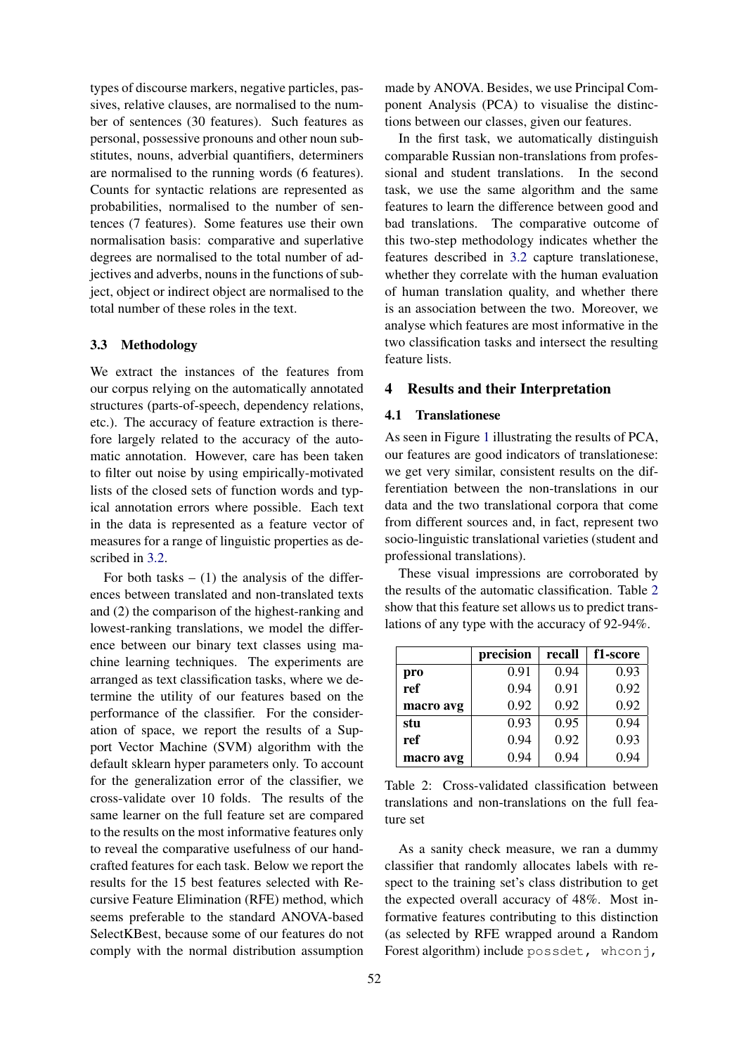types of discourse markers, negative particles, passives, relative clauses, are normalised to the number of sentences (30 features). Such features as personal, possessive pronouns and other noun substitutes, nouns, adverbial quantifiers, determiners are normalised to the running words (6 features). Counts for syntactic relations are represented as probabilities, normalised to the number of sentences (7 features). Some features use their own normalisation basis: comparative and superlative degrees are normalised to the total number of adjectives and adverbs, nouns in the functions of subject, object or indirect object are normalised to the total number of these roles in the text.

### 3.3 Methodology

We extract the instances of the features from our corpus relying on the automatically annotated structures (parts-of-speech, dependency relations, etc.). The accuracy of feature extraction is therefore largely related to the accuracy of the automatic annotation. However, care has been taken to filter out noise by using empirically-motivated lists of the closed sets of function words and typical annotation errors where possible. Each text in the data is represented as a feature vector of measures for a range of linguistic properties as described in 3.2.

For both tasks – (1) the analysis of the differences between translated and non-translated texts and (2) the comparison of the highest-ranking and lowest-ranking translations, we model the difference between our binary text classes using machine learning techniques. The experiments are arranged as text classification tasks, where we determine the utility of our features based on the performance of the classifier. For the consideration of space, we report the results of a Support Vector Machine (SVM) algorithm with the default sklearn hyper parameters only. To account for the generalization error of the classifier, we cross-validate over 10 folds. The results of the same learner on the full feature set are compared to the results on the most informative features only to reveal the comparative usefulness of our handcrafted features for each task. Below we report the results for the 15 best features selected with Recursive Feature Elimination (RFE) method, which seems preferable to the standard ANOVA-based SelectKBest, because some of our features do not comply with the normal distribution assumption made by ANOVA. Besides, we use Principal Component Analysis (PCA) to visualise the distinctions between our classes, given our features.

In the first task, we automatically distinguish comparable Russian non-translations from professional and student translations. In the second task, we use the same algorithm and the same features to learn the difference between good and bad translations. The comparative outcome of this two-step methodology indicates whether the features described in 3.2 capture translationese, whether they correlate with the human evaluation of human translation quality, and whether there is an association between the two. Moreover, we analyse which features are most informative in the two classification tasks and intersect the resulting feature lists.

## 4 Results and their Interpretation

### 4.1 Translationese

As seen in Figure 1 illustrating the results of PCA, our features are good indicators of translationese: we get very similar, consistent results on the differentiation between the non-translations in our data and the two translational corpora that come from different sources and, in fact, represent two socio-linguistic translational varieties (student and professional translations).

These visual impressions are corroborated by the results of the automatic classification. Table 2 show that this feature set allows us to predict translations of any type with the accuracy of 92-94%.

| | precision | recall | f1-score |
|---|---|---|---|
| **pro** | 0.91 | 0.94 | 0.93 |
| **ref** | 0.94 | 0.91 | 0.92 |
| **macro avg** | 0.92 | 0.92 | 0.92 |
| **stu** | 0.93 | 0.95 | 0.94 |
| **ref** | 0.94 | 0.92 | 0.93 |
| **macro avg** | 0.94 | 0.94 | 0.94 |

Table 2: Cross-validated classification between translations and non-translations on the full feature set

As a sanity check measure, we ran a dummy classifier that randomly allocates labels with respect to the training set's class distribution to get the expected overall accuracy of 48%. Most informative features contributing to this distinction (as selected by RFE wrapped around a Random Forest algorithm) include `possdet, whconj,`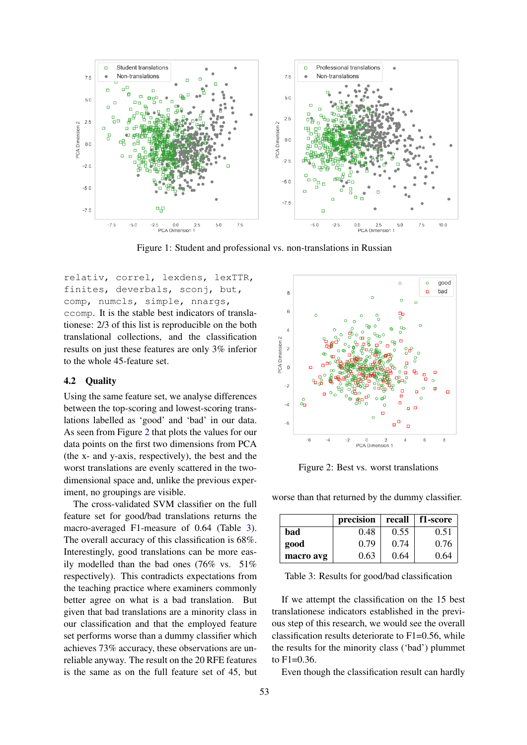Figure 1: Student and professional vs. non-translations in Russian

`relativ, correl, lexdens, lexTTR, finites, deverbals, sconj, but, comp, numcls, simple, nnargs, ccomp`. It is the stable best indicators of translationese: 2/3 of this list is reproducible on the both translational collections, and the classification results on just these features are only 3% inferior to the whole 45-feature set.

## 4.2 Quality

Using the same feature set, we analyse differences between the top-scoring and lowest-scoring translations labelled as 'good' and 'bad' in our data. As seen from Figure 2 that plots the values for our data points on the first two dimensions from PCA (the x- and y-axis, respectively), the best and the worst translations are evenly scattered in the two-dimensional space and, unlike the previous experiment, no groupings are visible.

The cross-validated SVM classifier on the full feature set for good/bad translations returns the macro-averaged F1-measure of 0.64 (Table 3). The overall accuracy of this classification is 68%. Interestingly, good translations can be more easily modelled than the bad ones (76% vs. 51% respectively). This contradicts expectations from the teaching practice where examiners commonly better agree on what is a bad translation. But given that bad translations are a minority class in our classification and that the employed feature set performs worse than a dummy classifier which achieves 73% accuracy, these observations are unreliable anyway. The result on the 20 RFE features is the same as on the full feature set of 45, but worse than that returned by the dummy classifier.

Figure 2: Best vs. worst translations

| | precision | recall | f1-score |
|---|---|---|---|
| **bad** | 0.48 | 0.55 | 0.51 |
| **good** | 0.79 | 0.74 | 0.76 |
| **macro avg** | 0.63 | 0.64 | 0.64 |

Table 3: Results for good/bad classification

If we attempt the classification on the 15 best translationese indicators established in the previous step of this research, we would see the overall classification results deteriorate to F1=0.56, while the results for the minority class ('bad') plummet to F1=0.36.

Even though the classification result can hardly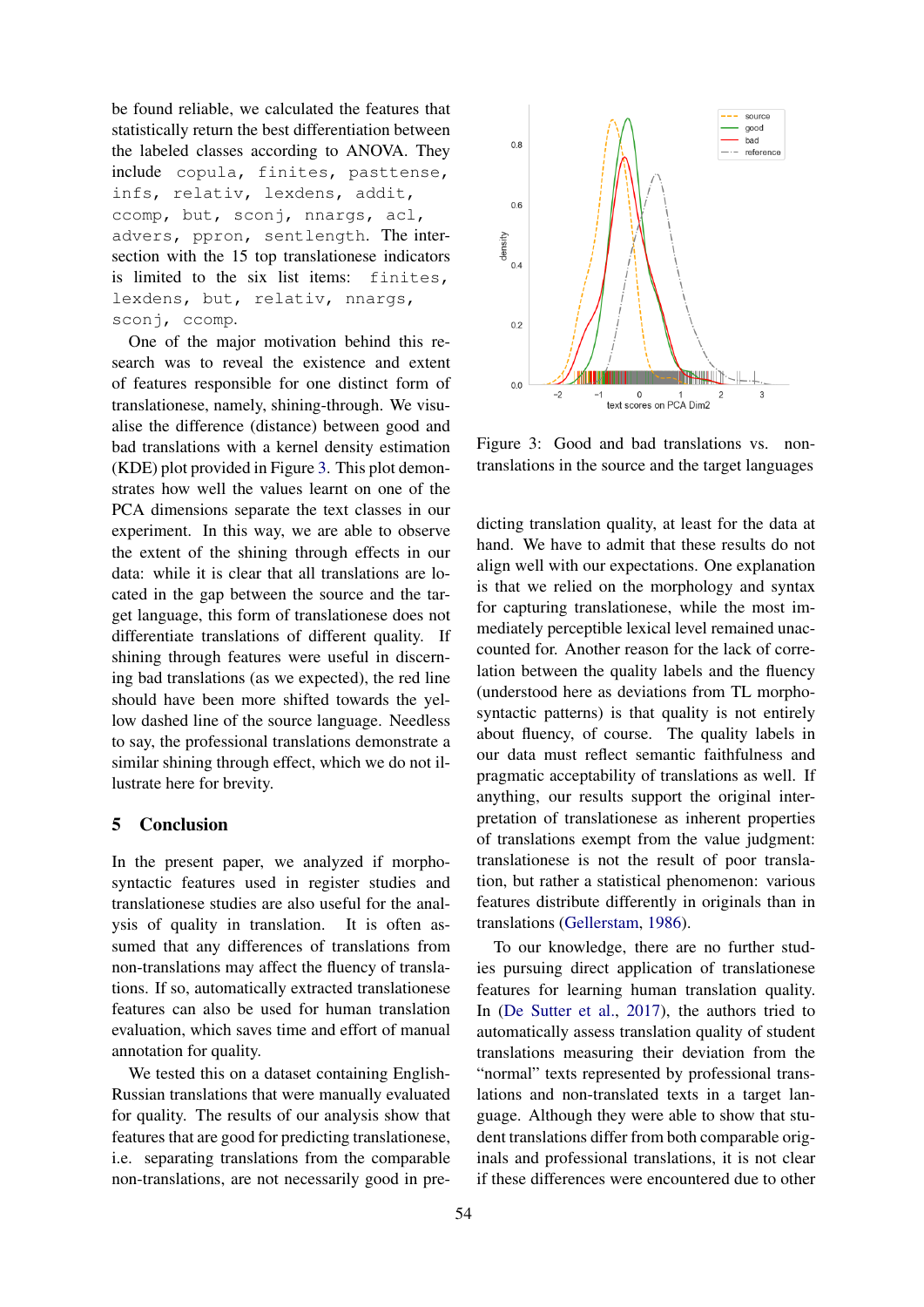be found reliable, we calculated the features that statistically return the best differentiation between the labeled classes according to ANOVA. They include `copula`, `finites`, `pasttense`, `infs`, `relativ`, `lexdens`, `addit`, `ccomp`, `but`, `sconj`, `nnargs`, `acl`, `advers`, `ppron`, `sentlength`. The intersection with the 15 top translationese indicators is limited to the six list items: `finites`, `lexdens`, `but`, `relativ`, `nnargs`, `sconj`, `ccomp`.

One of the major motivation behind this research was to reveal the existence and extent of features responsible for one distinct form of translationese, namely, shining-through. We visualise the difference (distance) between good and bad translations with a kernel density estimation (KDE) plot provided in Figure 3. This plot demonstrates how well the values learnt on one of the PCA dimensions separate the text classes in our experiment. In this way, we are able to observe the extent of the shining through effects in our data: while it is clear that all translations are located in the gap between the source and the target language, this form of translationese does not differentiate translations of different quality. If shining through features were useful in discerning bad translations (as we expected), the red line should have been more shifted towards the yellow dashed line of the source language. Needless to say, the professional translations demonstrate a similar shining through effect, which we do not illustrate here for brevity.

Figure 3: Good and bad translations vs. non-translations in the source and the target languages

## 5 Conclusion

In the present paper, we analyzed if morphosyntactic features used in register studies and translationese studies are also useful for the analysis of quality in translation. It is often assumed that any differences of translations from non-translations may affect the fluency of translations. If so, automatically extracted translationese features can also be used for human translation evaluation, which saves time and effort of manual annotation for quality.

We tested this on a dataset containing English-Russian translations that were manually evaluated for quality. The results of our analysis show that features that are good for predicting translationese, i.e. separating translations from the comparable non-translations, are not necessarily good in predicting translation quality, at least for the data at hand. We have to admit that these results do not align well with our expectations. One explanation is that we relied on the morphology and syntax for capturing translationese, while the most immediately perceptible lexical level remained unaccounted for. Another reason for the lack of correlation between the quality labels and the fluency (understood here as deviations from TL morphosyntactic patterns) is that quality is not entirely about fluency, of course. The quality labels in our data must reflect semantic faithfulness and pragmatic acceptability of translations as well. If anything, our results support the original interpretation of translationese as inherent properties of translations exempt from the value judgment: translationese is not the result of poor translation, but rather a statistical phenomenon: various features distribute differently in originals than in translations (Gellerstam, 1986).

To our knowledge, there are no further studies pursuing direct application of translationese features for learning human translation quality. In (De Sutter et al., 2017), the authors tried to automatically assess translation quality of student translations measuring their deviation from the "normal" texts represented by professional translations and non-translated texts in a target language. Although they were able to show that student translations differ from both comparable originals and professional translations, it is not clear if these differences were encountered due to other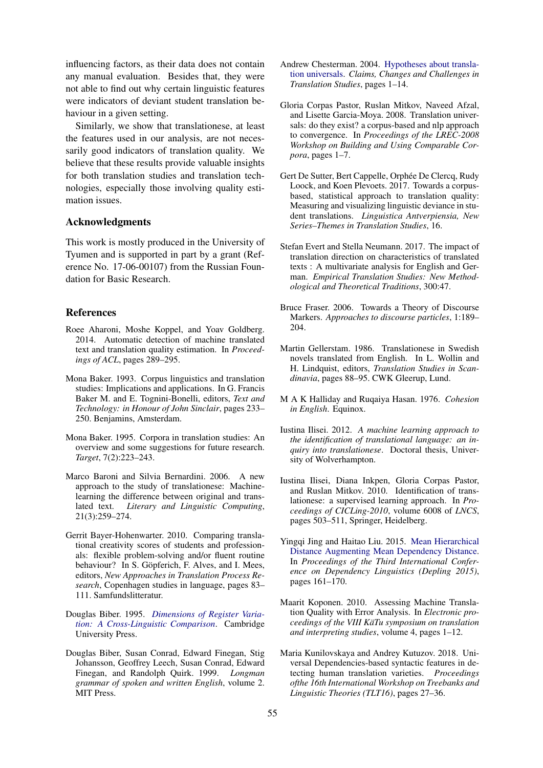influencing factors, as their data does not contain any manual evaluation. Besides that, they were not able to find out why certain linguistic features were indicators of deviant student translation behaviour in a given setting.

Similarly, we show that translationese, at least the features used in our analysis, are not necessarily good indicators of translation quality. We believe that these results provide valuable insights for both translation studies and translation technologies, especially those involving quality estimation issues.

## Acknowledgments

This work is mostly produced in the University of Tyumen and is supported in part by a grant (Reference No. 17-06-00107) from the Russian Foundation for Basic Research.

## References

Roee Aharoni, Moshe Koppel, and Yoav Goldberg. 2014. Automatic detection of machine translated text and translation quality estimation. In *Proceedings of ACL*, pages 289–295.

Mona Baker. 1993. Corpus linguistics and translation studies: Implications and applications. In G. Francis Baker M. and E. Tognini-Bonelli, editors, *Text and Technology: in Honour of John Sinclair*, pages 233–250. Benjamins, Amsterdam.

Mona Baker. 1995. Corpora in translation studies: An overview and some suggestions for future research. *Target*, 7(2):223–243.

Marco Baroni and Silvia Bernardini. 2006. A new approach to the study of translationese: Machine-learning the difference between original and translated text. *Literary and Linguistic Computing*, 21(3):259–274.

Gerrit Bayer-Hohenwarter. 2010. Comparing translational creativity scores of students and professionals: flexible problem-solving and/or fluent routine behaviour? In S. Göpferich, F. Alves, and I. Mees, editors, *New Approaches in Translation Process Research*, Copenhagen studies in language, pages 83–111. Samfundslitteratur.

Douglas Biber. 1995. *Dimensions of Register Variation: A Cross-Linguistic Comparison*. Cambridge University Press.

Douglas Biber, Susan Conrad, Edward Finegan, Stig Johansson, Geoffrey Leech, Susan Conrad, Edward Finegan, and Randolph Quirk. 1999. *Longman grammar of spoken and written English*, volume 2. MIT Press.

Andrew Chesterman. 2004. Hypotheses about translation universals. *Claims, Changes and Challenges in Translation Studies*, pages 1–14.

Gloria Corpas Pastor, Ruslan Mitkov, Naveed Afzal, and Lisette Garcia-Moya. 2008. Translation universals: do they exist? a corpus-based and nlp approach to convergence. In *Proceedings of the LREC-2008 Workshop on Building and Using Comparable Corpora*, pages 1–7.

Gert De Sutter, Bert Cappelle, Orphée De Clercq, Rudy Loock, and Koen Plevoets. 2017. Towards a corpus-based, statistical approach to translation quality: Measuring and visualizing linguistic deviance in student translations. *Linguistica Antverpiensia, New Series–Themes in Translation Studies*, 16.

Stefan Evert and Stella Neumann. 2017. The impact of translation direction on characteristics of translated texts : A multivariate analysis for English and German. *Empirical Translation Studies: New Methodological and Theoretical Traditions*, 300:47.

Bruce Fraser. 2006. Towards a Theory of Discourse Markers. *Approaches to discourse particles*, 1:189–204.

Martin Gellerstam. 1986. Translationese in Swedish novels translated from English. In L. Wollin and H. Lindquist, editors, *Translation Studies in Scandinavia*, pages 88–95. CWK Gleerup, Lund.

M A K Halliday and Ruqaiya Hasan. 1976. *Cohesion in English*. Equinox.

Iustina Ilisei. 2012. *A machine learning approach to the identification of translational language: an inquiry into translationese*. Doctoral thesis, University of Wolverhampton.

Iustina Ilisei, Diana Inkpen, Gloria Corpas Pastor, and Ruslan Mitkov. 2010. Identification of translationese: a supervised learning approach. In *Proceedings of CICLing-2010*, volume 6008 of *LNCS*, pages 503–511, Springer, Heidelberg.

Yingqi Jing and Haitao Liu. 2015. Mean Hierarchical Distance Augmenting Mean Dependency Distance. In *Proceedings of the Third International Conference on Dependency Linguistics (Depling 2015)*, pages 161–170.

Maarit Koponen. 2010. Assessing Machine Translation Quality with Error Analysis. In *Electronic proceedings of the VIII KäTu symposium on translation and interpreting studies*, volume 4, pages 1–12.

Maria Kunilovskaya and Andrey Kutuzov. 2018. Universal Dependencies-based syntactic features in detecting human translation varieties. *Proceedings ofthe 16th International Workshop on Treebanks and Linguistic Theories (TLT16)*, pages 27–36.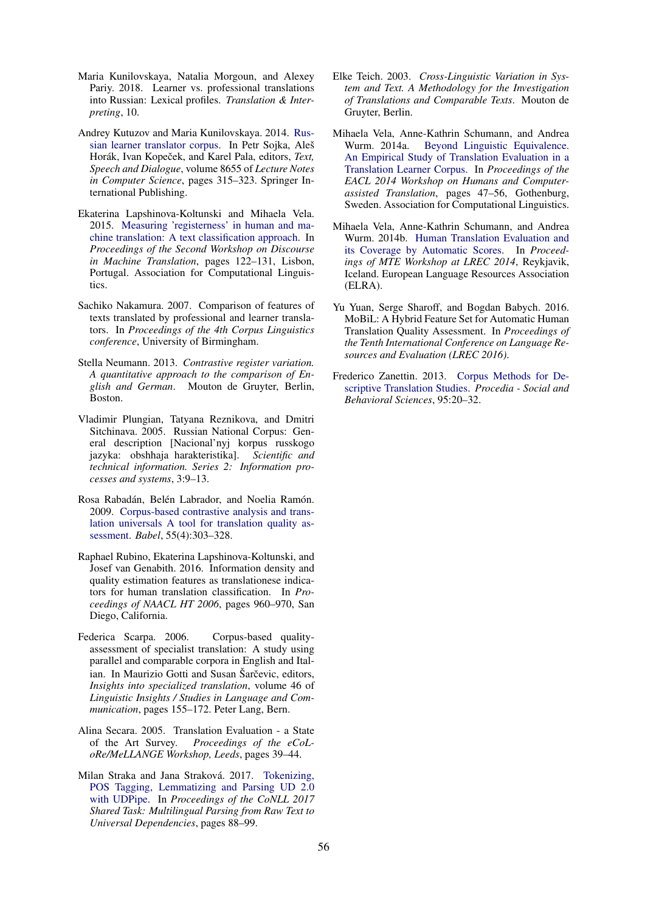Maria Kunilovskaya, Natalia Morgoun, and Alexey Pariy. 2018. Learner vs. professional translations into Russian: Lexical profiles. *Translation & Interpreting*, 10.

Andrey Kutuzov and Maria Kunilovskaya. 2014. Russian learner translator corpus. In Petr Sojka, Aleš Horák, Ivan Kopeček, and Karel Pala, editors, *Text, Speech and Dialogue*, volume 8655 of *Lecture Notes in Computer Science*, pages 315–323. Springer International Publishing.

Ekaterina Lapshinova-Koltunski and Mihaela Vela. 2015. Measuring 'registerness' in human and machine translation: A text classification approach. In *Proceedings of the Second Workshop on Discourse in Machine Translation*, pages 122–131, Lisbon, Portugal. Association for Computational Linguistics.

Sachiko Nakamura. 2007. Comparison of features of texts translated by professional and learner translators. In *Proceedings of the 4th Corpus Linguistics conference*, University of Birmingham.

Stella Neumann. 2013. *Contrastive register variation. A quantitative approach to the comparison of English and German*. Mouton de Gruyter, Berlin, Boston.

Vladimir Plungian, Tatyana Reznikova, and Dmitri Sitchinava. 2005. Russian National Corpus: General description [Nacional'nyj korpus russkogo jazyka: obshhaja harakteristika]. *Scientific and technical information. Series 2: Information processes and systems*, 3:9–13.

Rosa Rabadán, Belén Labrador, and Noelia Ramón. 2009. Corpus-based contrastive analysis and translation universals A tool for translation quality assessment. *Babel*, 55(4):303–328.

Raphael Rubino, Ekaterina Lapshinova-Koltunski, and Josef van Genabith. 2016. Information density and quality estimation features as translationese indicators for human translation classification. In *Proceedings of NAACL HT 2006*, pages 960–970, San Diego, California.

Federica Scarpa. 2006. Corpus-based quality-assessment of specialist translation: A study using parallel and comparable corpora in English and Italian. In Maurizio Gotti and Susan Šarčevic, editors, *Insights into specialized translation*, volume 46 of *Linguistic Insights / Studies in Language and Communication*, pages 155–172. Peter Lang, Bern.

Alina Secara. 2005. Translation Evaluation - a State of the Art Survey. *Proceedings of the eCoLoRe/MeLLANGE Workshop, Leeds*, pages 39–44.

Milan Straka and Jana Straková. 2017. Tokenizing, POS Tagging, Lemmatizing and Parsing UD 2.0 with UDPipe. In *Proceedings of the CoNLL 2017 Shared Task: Multilingual Parsing from Raw Text to Universal Dependencies*, pages 88–99.

Elke Teich. 2003. *Cross-Linguistic Variation in System and Text. A Methodology for the Investigation of Translations and Comparable Texts*. Mouton de Gruyter, Berlin.

Mihaela Vela, Anne-Kathrin Schumann, and Andrea Wurm. 2014a. Beyond Linguistic Equivalence. An Empirical Study of Translation Evaluation in a Translation Learner Corpus. In *Proceedings of the EACL 2014 Workshop on Humans and Computer-assisted Translation*, pages 47–56, Gothenburg, Sweden. Association for Computational Linguistics.

Mihaela Vela, Anne-Kathrin Schumann, and Andrea Wurm. 2014b. Human Translation Evaluation and its Coverage by Automatic Scores. In *Proceedings of MTE Workshop at LREC 2014*, Reykjavik, Iceland. European Language Resources Association (ELRA).

Yu Yuan, Serge Sharoff, and Bogdan Babych. 2016. MoBiL: A Hybrid Feature Set for Automatic Human Translation Quality Assessment. In *Proceedings of the Tenth International Conference on Language Resources and Evaluation (LREC 2016)*.

Frederico Zanettin. 2013. Corpus Methods for Descriptive Translation Studies. *Procedia - Social and Behavioral Sciences*, 95:20–32.